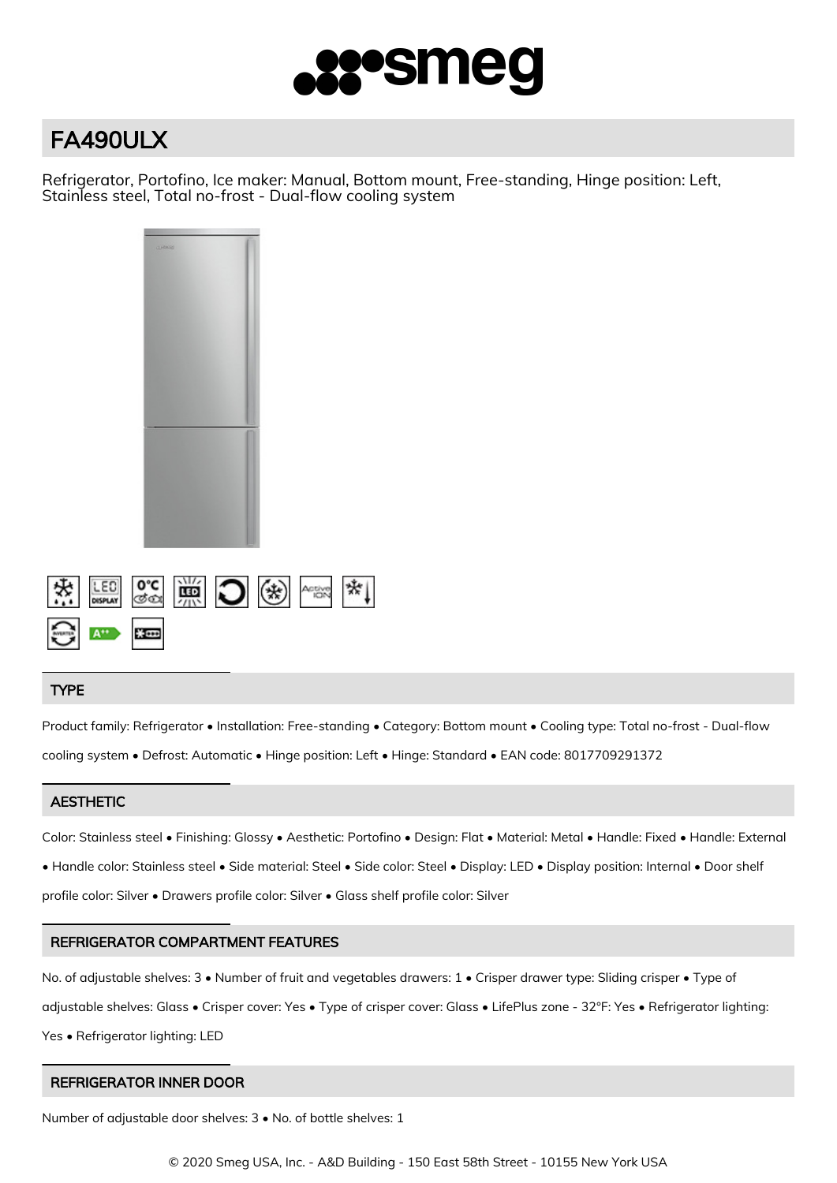# FA490ULX

Refrigerator, Portofino, Ice maker: Manual, Bottom mount, Free-standing, Hinge position: Left, Stainless steel, Total no-frost - Dual-flow cooling system

## TYPE

Product family: Refrigerator • Installation: Free-standing • Category: Bottom mount • Cooling type: Total no-frost - Dual-flow cooling system • Defrost: Automatic • Hinge position: Left • Hinge: Standard • EAN code: 8017709291372

## AESTHETIC

Color: Stainless steel • Finishing: Glossy • Aesthetic: Portofino • Design: Flat • Material: Metal • Handle: Fixed • Handle: External • Handle color: Stainless steel • Side material: Steel • Side color: Steel • Display: LED • Display position: Internal • Door shelf profile color: Silver • Drawers profile color: Silver • Glass shelf profile color: Silver

## REFRIGERATOR COMPARTMENT FEATURES

No. of adjustable shelves: 3 • Number of fruit and vegetables drawers: 1 • Crisper drawer type: Sliding crisper • Type of adjustable shelves: Glass • Crisper cover: Yes • Type of crisper cover: Glass • LifePlus zone - 32°F: Yes • Refrigerator lighting: Yes • Refrigerator lighting: LED

## REFRIGERATOR INNER DOOR

Number of adjustable door shelves: 3 • No. of bottle shelves: 1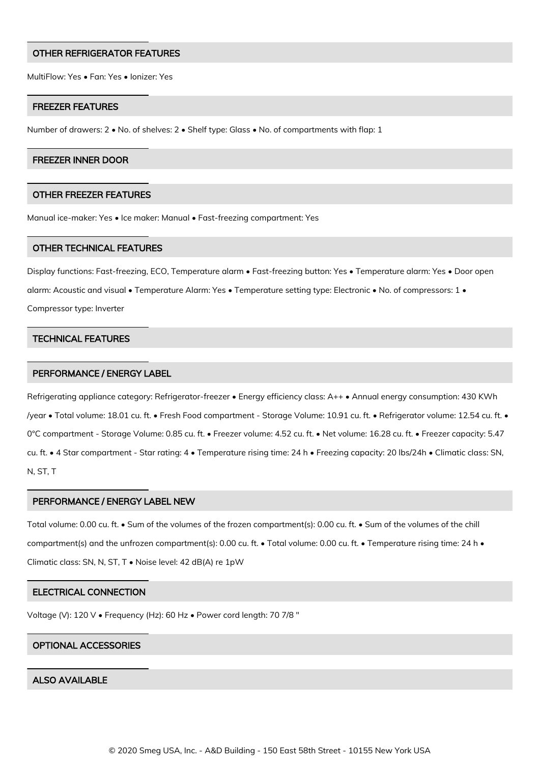## OTHER REFRIGERATOR FEATURES

MultiFlow: Yes • Fan: Yes • Ionizer: Yes

## FREEZER FEATURES

Number of drawers: 2 • No. of shelves: 2 • Shelf type: Glass • No. of compartments with flap: 1

## FREEZER INNER DOOR

## OTHER FREEZER FEATURES

Manual ice-maker: Yes • Ice maker: Manual • Fast-freezing compartment: Yes

## OTHER TECHNICAL FEATURES

Display functions: Fast-freezing, ECO, Temperature alarm • Fast-freezing button: Yes • Temperature alarm: Yes • Door open alarm: Acoustic and visual • Temperature Alarm: Yes • Temperature setting type: Electronic • No. of compressors: 1 • Compressor type: Inverter

## TECHNICAL FEATURES

## PERFORMANCE / ENERGY LABEL

Refrigerating appliance category: Refrigerator-freezer • Energy efficiency class: A++ • Annual energy consumption: 430 KWh /year • Total volume: 18.01 cu. ft. • Fresh Food compartment - Storage Volume: 10.91 cu. ft. • Refrigerator volume: 12.54 cu. ft. • 0°C compartment - Storage Volume: 0.85 cu. ft. • Freezer volume: 4.52 cu. ft. • Net volume: 16.28 cu. ft. • Freezer capacity: 5.47 cu. ft. • 4 Star compartment - Star rating: 4 • Temperature rising time: 24 h • Freezing capacity: 20 lbs/24h • Climatic class: SN, N, ST, T

## PERFORMANCE / ENERGY LABEL NEW

Total volume: 0.00 cu. ft. • Sum of the volumes of the frozen compartment(s): 0.00 cu. ft. • Sum of the volumes of the chill compartment(s) and the unfrozen compartment(s): 0.00 cu. ft. • Total volume: 0.00 cu. ft. • Temperature rising time: 24 h • Climatic class: SN, N, ST, T • Noise level: 42 dB(A) re 1pW

## ELECTRICAL CONNECTION

Voltage (V): 120 V • Frequency (Hz): 60 Hz • Power cord length: 70 7/8 "

## OPTIONAL ACCESSORIES

## ALSO AVAILABLE

© 2020 Smeg USA, Inc. - A&D Building - 150 East 58th Street - 10155 New York USA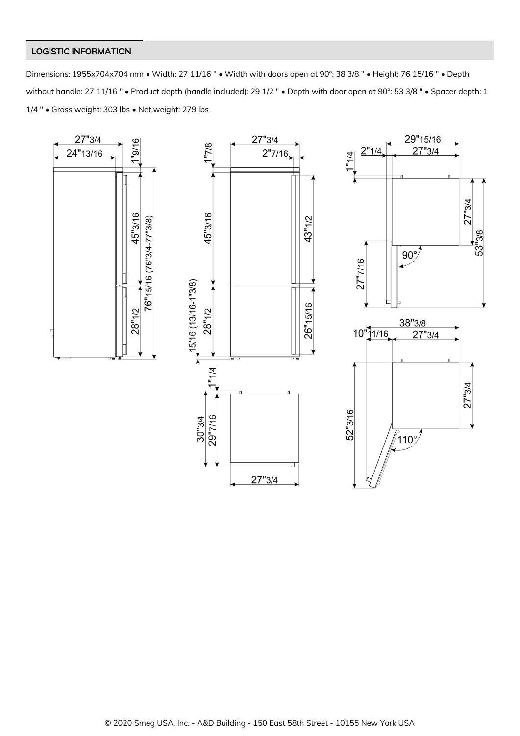## LOGISTIC INFORMATION

Dimensions: 1955x704x704 mm • Width: 27 11/16 " • Width with doors open at 90°: 38 3/8 " • Height: 76 15/16 " • Depth without handle: 27 11/16 " • Product depth (handle included): 29 1/2 " • Depth with door open at 90°: 53 3/8 " • Spacer depth: 1 1/4 " • Gross weight: 303 lbs • Net weight: 279 lbs

27"3/4
24"13/16
1"9/16
45"3/16
76"15/16 (76"3/4-77"3/8)
28"1/2

27"3/4
2"7/16
1"7/8
45"3/16
43"1/2
15/16 (13/16-1"3/8)
28"1/2
26"15/16

1"1/4
30"3/4
29"7/16
27"3/4

29"15/16
2"1/4
27"3/4
1"1/4
27"3/4
53"3/8
90°
27"7/16

38"3/8
10"11/16
27"3/4
27"3/4
52"3/16
110°

© 2020 Smeg USA, Inc. - A&D Building - 150 East 58th Street - 10155 New York USA